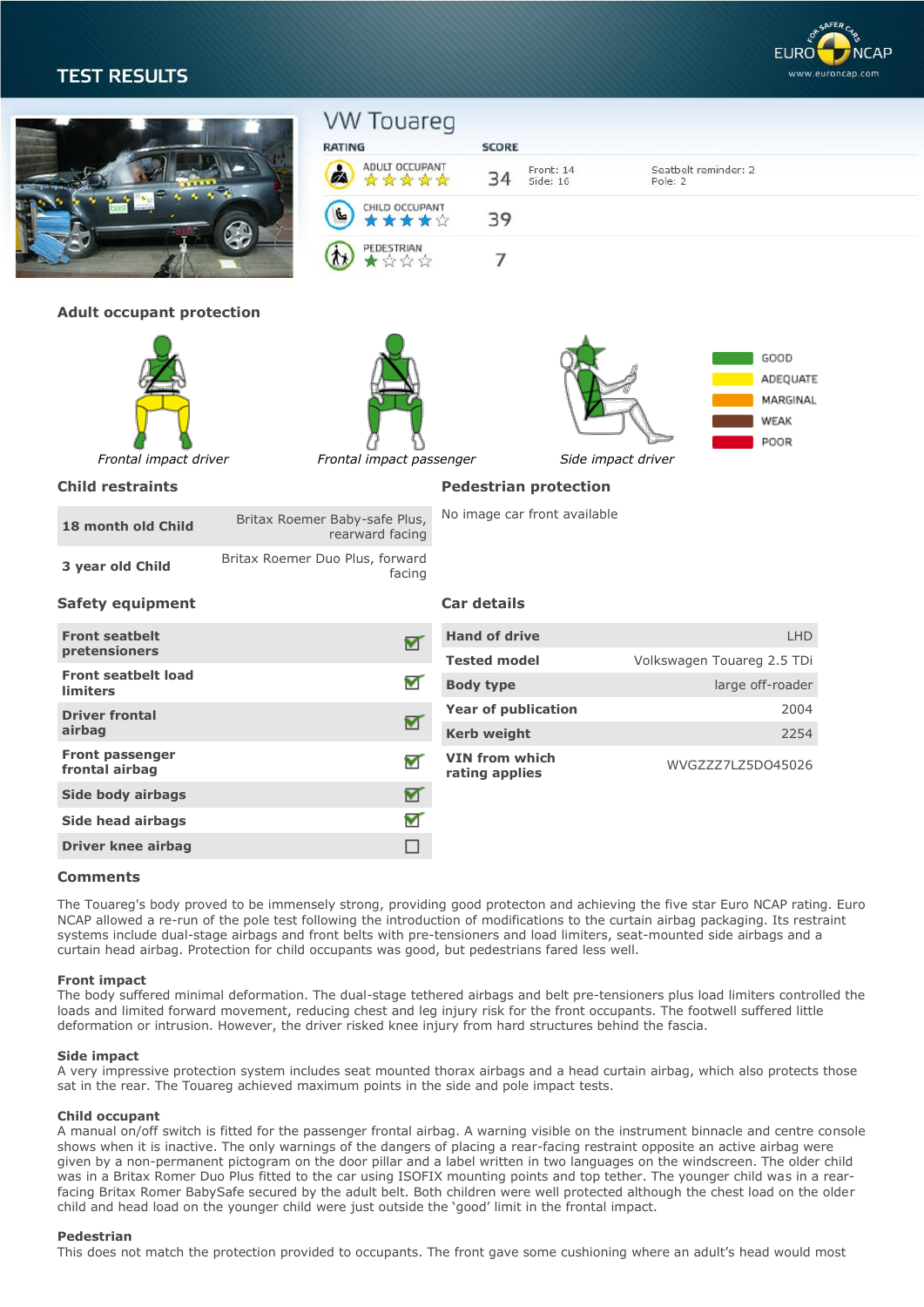# TEST RESULTS

## VW Touareg

| RATING | SCORE | | |
|---|---|---|---|
| ADULT OCCUPANT ★★★★★ | 34 | Front: 14<br>Side: 16 | Seatbelt reminder: 2<br>Pole: 2 |
| CHILD OCCUPANT ★★★★☆ | 39 | | |
| PEDESTRIAN ★☆☆☆ | 7 | | |

### Adult occupant protection

*Frontal impact driver* *Frontal impact passenger* *Side impact driver*

GOOD
ADEQUATE
MARGINAL
WEAK
POOR

### Child restraints

| | |
|---|---|
| **18 month old Child** | Britax Roemer Baby-safe Plus, rearward facing |
| **3 year old Child** | Britax Roemer Duo Plus, forward facing |

### Pedestrian protection

No image car front available

### Safety equipment

| | |
|---|---|
| **Front seatbelt pretensioners** | ☑ |
| **Front seatbelt load limiters** | ☑ |
| **Driver frontal airbag** | ☑ |
| **Front passenger frontal airbag** | ☑ |
| **Side body airbags** | ☑ |
| **Side head airbags** | ☑ |
| **Driver knee airbag** | ☐ |

### Car details

| | |
|---|---|
| **Hand of drive** | LHD |
| **Tested model** | Volkswagen Touareg 2.5 TDi |
| **Body type** | large off-roader |
| **Year of publication** | 2004 |
| **Kerb weight** | 2254 |
| **VIN from which rating applies** | WVGZZZ7LZ5DO45026 |

### Comments

The Touareg's body proved to be immensely strong, providing good protecton and achieving the five star Euro NCAP rating. Euro NCAP allowed a re-run of the pole test following the introduction of modifications to the curtain airbag packaging. Its restraint systems include dual-stage airbags and front belts with pre-tensioners and load limiters, seat-mounted side airbags and a curtain head airbag. Protection for child occupants was good, but pedestrians fared less well.

**Front impact**
The body suffered minimal deformation. The dual-stage tethered airbags and belt pre-tensioners plus load limiters controlled the loads and limited forward movement, reducing chest and leg injury risk for the front occupants. The footwell suffered little deformation or intrusion. However, the driver risked knee injury from hard structures behind the fascia.

**Side impact**
A very impressive protection system includes seat mounted thorax airbags and a head curtain airbag, which also protects those sat in the rear. The Touareg achieved maximum points in the side and pole impact tests.

**Child occupant**
A manual on/off switch is fitted for the passenger frontal airbag. A warning visible on the instrument binnacle and centre console shows when it is inactive. The only warnings of the dangers of placing a rear-facing restraint opposite an active airbag were given by a non-permanent pictogram on the door pillar and a label written in two languages on the windscreen. The older child was in a Britax Roemer Duo Plus fitted to the car using ISOFIX mounting points and top tether. The younger child was in a rear-facing Britax Romer BabySafe secured by the adult belt. Both children were well protected although the chest load on the older child and head load on the younger child were just outside the 'good' limit in the frontal impact.

**Pedestrian**
This does not match the protection provided to occupants. The front gave some cushioning where an adult's head would most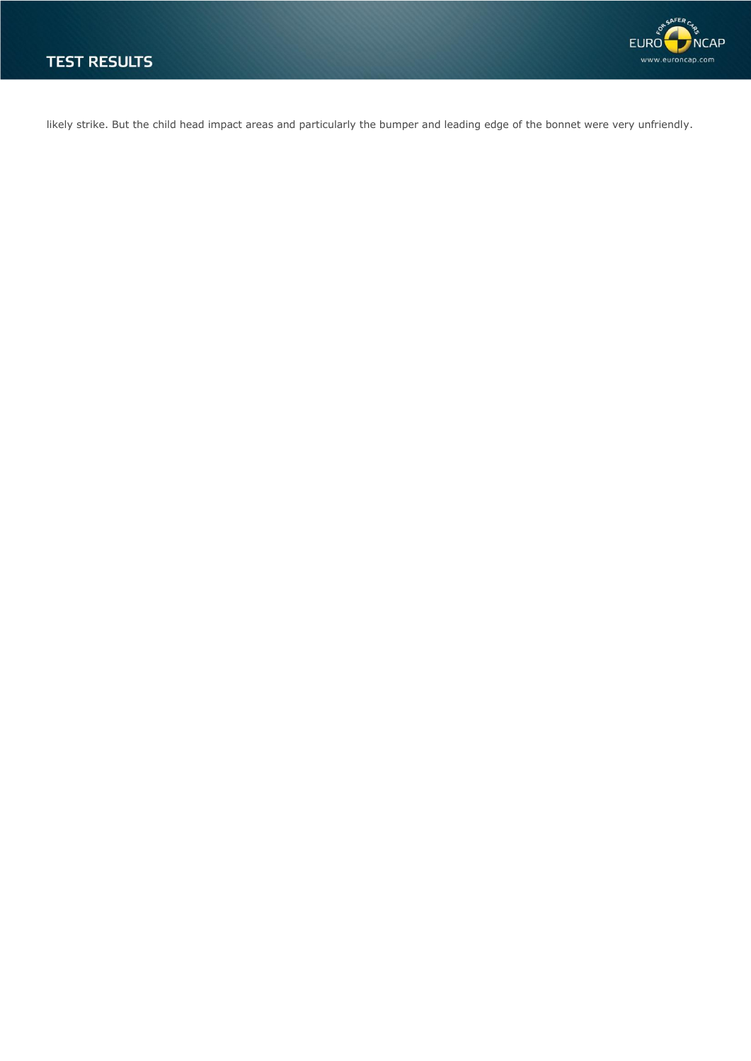likely strike. But the child head impact areas and particularly the bumper and leading edge of the bonnet were very unfriendly.